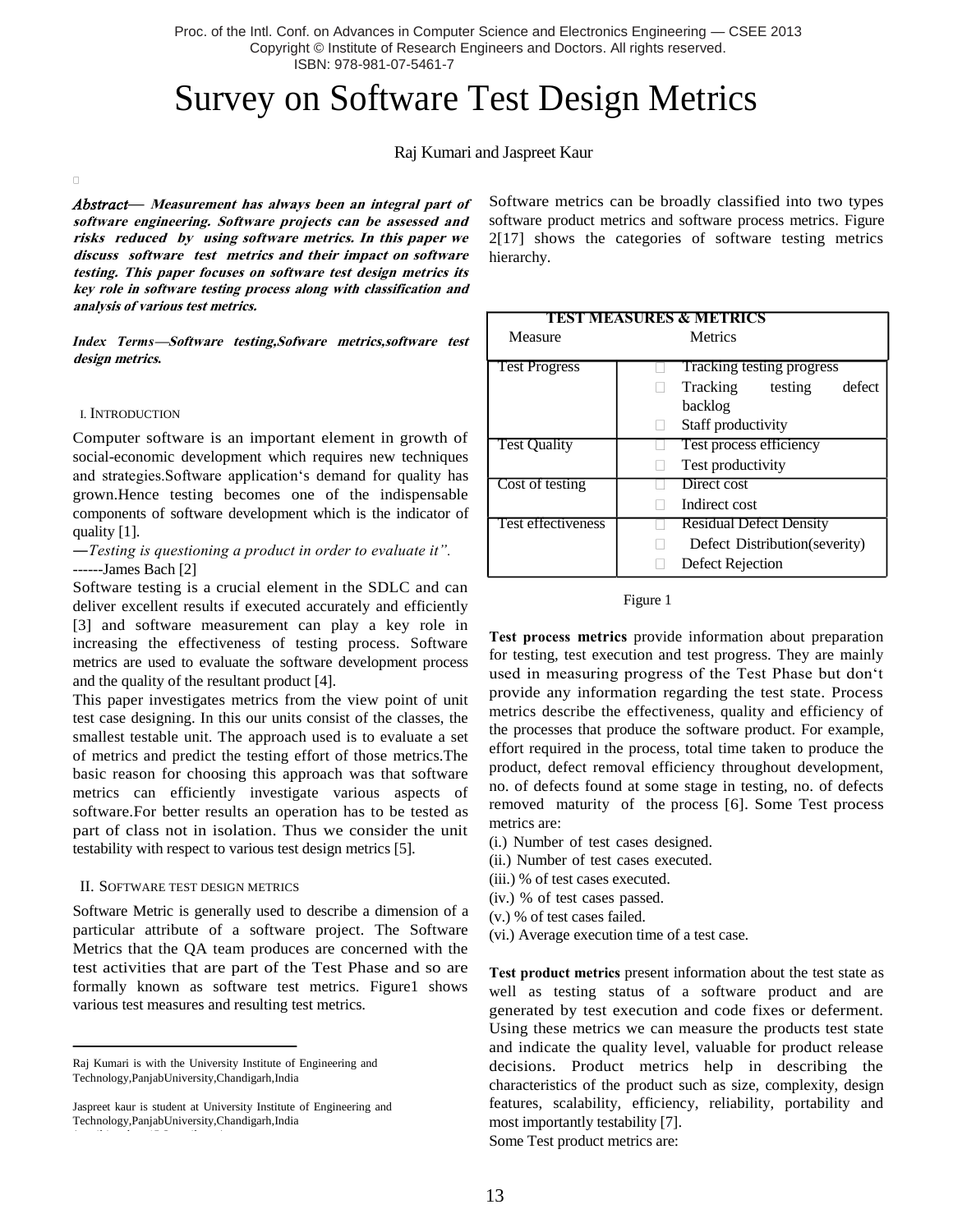# Survey on Software Test Design Metrics

Raj Kumari and Jaspreet Kaur

***Abstract*— Measurement has always been an integral part of software engineering. Software projects can be assessed and risks reduced by using software metrics. In this paper we discuss software test metrics and their impact on software testing. This paper focuses on software test design metrics its key role in software testing process along with classification and analysis of various test metrics.**

***Index Terms*—Software testing,Sofware metrics,software test design metrics.**

## I. Introduction

Computer software is an important element in growth of social-economic development which requires new techniques and strategies.Software application's demand for quality has grown.Hence testing becomes one of the indispensable components of software development which is the indicator of quality [1].

―*Testing is questioning a product in order to evaluate it".*

------James Bach [2]

Software testing is a crucial element in the SDLC and can deliver excellent results if executed accurately and efficiently [3] and software measurement can play a key role in increasing the effectiveness of testing process. Software metrics are used to evaluate the software development process and the quality of the resultant product [4].

This paper investigates metrics from the view point of unit test case designing. In this our units consist of the classes, the smallest testable unit. The approach used is to evaluate a set of metrics and predict the testing effort of those metrics.The basic reason for choosing this approach was that software metrics can efficiently investigate various aspects of software.For better results an operation has to be tested as part of class not in isolation. Thus we consider the unit testability with respect to various test design metrics [5].

## II. Software test design metrics

Software Metric is generally used to describe a dimension of a particular attribute of a software project. The Software Metrics that the QA team produces are concerned with the test activities that are part of the Test Phase and so are formally known as software test metrics. Figure1 shows various test measures and resulting test metrics.

Software metrics can be broadly classified into two types software product metrics and software process metrics. Figure 2[17] shows the categories of software testing metrics hierarchy.

| TEST MEASURES & METRICS | |
|---|---|
| Measure | Metrics |
| Test Progress | Tracking testing progress<br>Tracking testing defect backlog<br>Staff productivity |
| Test Quality | Test process efficiency<br>Test productivity |
| Cost of testing | Direct cost<br>Indirect cost |
| Test effectiveness | Residual Defect Density<br>Defect Distribution(severity)<br>Defect Rejection |

Figure 1

**Test process metrics** provide information about preparation for testing, test execution and test progress. They are mainly used in measuring progress of the Test Phase but don't provide any information regarding the test state. Process metrics describe the effectiveness, quality and efficiency of the processes that produce the software product. For example, effort required in the process, total time taken to produce the product, defect removal efficiency throughout development, no. of defects found at some stage in testing, no. of defects removed maturity of the process [6]. Some Test process metrics are:

(i.) Number of test cases designed.
(ii.) Number of test cases executed.
(iii.) % of test cases executed.
(iv.) % of test cases passed.
(v.) % of test cases failed.
(vi.) Average execution time of a test case.

**Test product metrics** present information about the test state as well as testing status of a software product and are generated by test execution and code fixes or deferment. Using these metrics we can measure the products test state and indicate the quality level, valuable for product release decisions. Product metrics help in describing the characteristics of the product such as size, complexity, design features, scalability, efficiency, reliability, portability and most importantly testability [7].

Some Test product metrics are:

---

Raj Kumari is with the University Institute of Engineering and Technology,PanjabUniversity,Chandigarh,India

Jaspreet kaur is student at University Institute of Engineering and Technology,PanjabUniversity,Chandigarh,India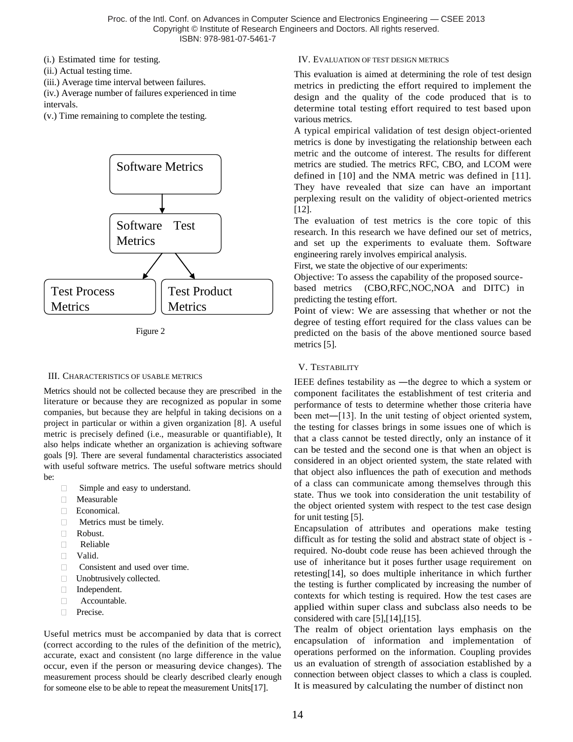(i.) Estimated time for testing.
(ii.) Actual testing time.
(iii.) Average time interval between failures.
(iv.) Average number of failures experienced in time intervals.
(v.) Time remaining to complete the testing.

Software Metrics → Software Test Metrics → Test Process Metrics, Test Product Metrics

Figure 2

## III. Characteristics of usable metrics

Metrics should not be collected because they are prescribed in the literature or because they are recognized as popular in some companies, but because they are helpful in taking decisions on a project in particular or within a given organization [8]. A useful metric is precisely defined (i.e., measurable or quantifiable), It also helps indicate whether an organization is achieving software goals [9]. There are several fundamental characteristics associated with useful software metrics. The useful software metrics should be:

- Simple and easy to understand.
- Measurable
- Economical.
- Metrics must be timely.
- Robust.
- Reliable
- Valid.
- Consistent and used over time.
- Unobtrusively collected.
- Independent.
- Accountable.
- Precise.

Useful metrics must be accompanied by data that is correct (correct according to the rules of the definition of the metric), accurate, exact and consistent (no large difference in the value occur, even if the person or measuring device changes). The measurement process should be clearly described clearly enough for someone else to be able to repeat the measurement Units[17].

## IV. Evaluation of test design metrics

This evaluation is aimed at determining the role of test design metrics in predicting the effort required to implement the design and the quality of the code produced that is to determine total testing effort required to test based upon various metrics.

A typical empirical validation of test design object-oriented metrics is done by investigating the relationship between each metric and the outcome of interest. The results for different metrics are studied. The metrics RFC, CBO, and LCOM were defined in [10] and the NMA metric was defined in [11]. They have revealed that size can have an important perplexing result on the validity of object-oriented metrics [12].

The evaluation of test metrics is the core topic of this research. In this research we have defined our set of metrics, and set up the experiments to evaluate them. Software engineering rarely involves empirical analysis.

First, we state the objective of our experiments:

Objective: To assess the capability of the proposed source-based metrics (CBO,RFC,NOC,NOA and DITC) in predicting the testing effort.

Point of view: We are assessing that whether or not the degree of testing effort required for the class values can be predicted on the basis of the above mentioned source based metrics [5].

## V. Testability

IEEE defines testability as ―the degree to which a system or component facilitates the establishment of test criteria and performance of tests to determine whether those criteria have been met―[13]. In the unit testing of object oriented system, the testing for classes brings in some issues one of which is that a class cannot be tested directly, only an instance of it can be tested and the second one is that when an object is considered in an object oriented system, the state related with that object also influences the path of execution and methods of a class can communicate among themselves through this state. Thus we took into consideration the unit testability of the object oriented system with respect to the test case design for unit testing [5].

Encapsulation of attributes and operations make testing difficult as for testing the solid and abstract state of object is -required. No-doubt code reuse has been achieved through the use of inheritance but it poses further usage requirement on retesting[14], so does multiple inheritance in which further the testing is further complicated by increasing the number of contexts for which testing is required. How the test cases are applied within super class and subclass also needs to be considered with care [5],[14],[15].

The realm of object orientation lays emphasis on the encapsulation of information and implementation of operations performed on the information. Coupling provides us an evaluation of strength of association established by a connection between object classes to which a class is coupled. It is measured by calculating the number of distinct non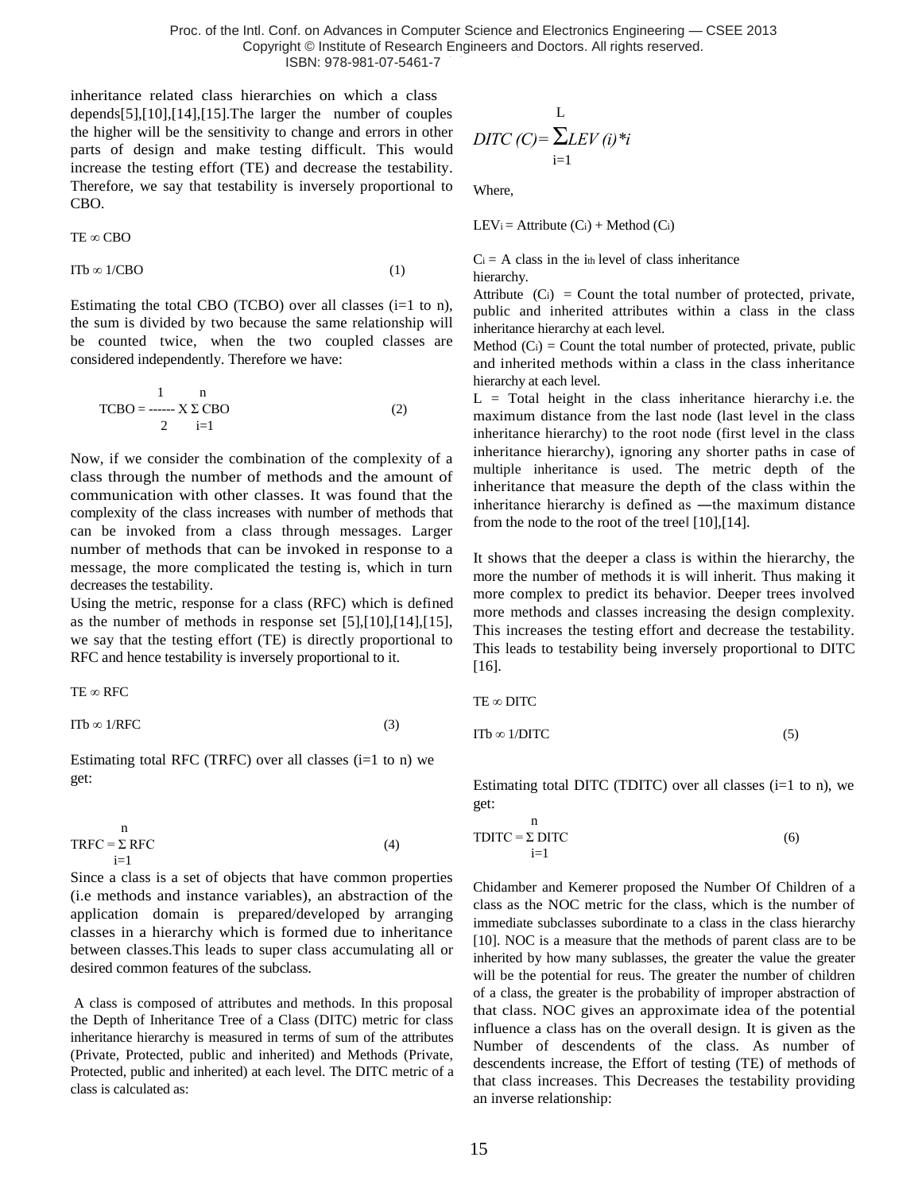inheritance related class hierarchies on which a class depends[5],[10],[14],[15].The larger the number of couples the higher will be the sensitivity to change and errors in other parts of design and make testing difficult. This would increase the testing effort (TE) and decrease the testability. Therefore, we say that testability is inversely proportional to CBO.

$$TE \propto CBO$$

$$ITb \propto 1/CBO \qquad (1)$$

Estimating the total CBO (TCBO) over all classes (i=1 to n), the sum is divided by two because the same relationship will be counted twice, when the two coupled classes are considered independently. Therefore we have:

$$TCBO = \frac{1}{2} \times \sum_{i=1}^{n} CBO \qquad (2)$$

Now, if we consider the combination of the complexity of a class through the number of methods and the amount of communication with other classes. It was found that the complexity of the class increases with number of methods that can be invoked from a class through messages. Larger number of methods that can be invoked in response to a message, the more complicated the testing is, which in turn decreases the testability.

Using the metric, response for a class (RFC) which is defined as the number of methods in response set [5],[10],[14],[15], we say that the testing effort (TE) is directly proportional to RFC and hence testability is inversely proportional to it.

$$TE \propto RFC$$

$$ITb \propto 1/RFC \qquad (3)$$

Estimating total RFC (TRFC) over all classes (i=1 to n) we get:

$$TRFC = \sum_{i=1}^{n} RFC \qquad (4)$$

Since a class is a set of objects that have common properties (i.e methods and instance variables), an abstraction of the application domain is prepared/developed by arranging classes in a hierarchy which is formed due to inheritance between classes.This leads to super class accumulating all or desired common features of the subclass.

A class is composed of attributes and methods. In this proposal the Depth of Inheritance Tree of a Class (DITC) metric for class inheritance hierarchy is measured in terms of sum of the attributes (Private, Protected, public and inherited) and Methods (Private, Protected, public and inherited) at each level. The DITC metric of a class is calculated as:

$$DITC\ (C) = \sum_{i=1}^{L} LEV\ (i) * i$$

Where,

$LEV_i$ = Attribute ($C_i$) + Method ($C_i$)

$C_i$ = A class in the $i_{th}$ level of class inheritance hierarchy.

Attribute ($C_i$) = Count the total number of protected, private, public and inherited attributes within a class in the class inheritance hierarchy at each level.

Method ($C_i$) = Count the total number of protected, private, public and inherited methods within a class in the class inheritance hierarchy at each level.

L = Total height in the class inheritance hierarchy i.e. the maximum distance from the last node (last level in the class inheritance hierarchy) to the root node (first level in the class inheritance hierarchy), ignoring any shorter paths in case of multiple inheritance is used. The metric depth of the inheritance that measure the depth of the class within the inheritance hierarchy is defined as ―the maximum distance from the node to the root of the tree‖ [10],[14].

It shows that the deeper a class is within the hierarchy, the more the number of methods it is will inherit. Thus making it more complex to predict its behavior. Deeper trees involved more methods and classes increasing the design complexity. This increases the testing effort and decrease the testability. This leads to testability being inversely proportional to DITC [16].

$$TE \propto DITC$$

$$ITb \propto 1/DITC \qquad (5)$$

Estimating total DITC (TDITC) over all classes (i=1 to n), we get:

$$TDITC = \sum_{i=1}^{n} DITC \qquad (6)$$

Chidamber and Kemerer proposed the Number Of Children of a class as the NOC metric for the class, which is the number of immediate subclasses subordinate to a class in the class hierarchy [10]. NOC is a measure that the methods of parent class are to be inherited by how many sublasses, the greater the value the greater will be the potential for reus. The greater the number of children of a class, the greater is the probability of improper abstraction of that class. NOC gives an approximate idea of the potential influence a class has on the overall design. It is given as the Number of descendents of the class. As number of descendents increase, the Effort of testing (TE) of methods of that class increases. This Decreases the testability providing an inverse relationship: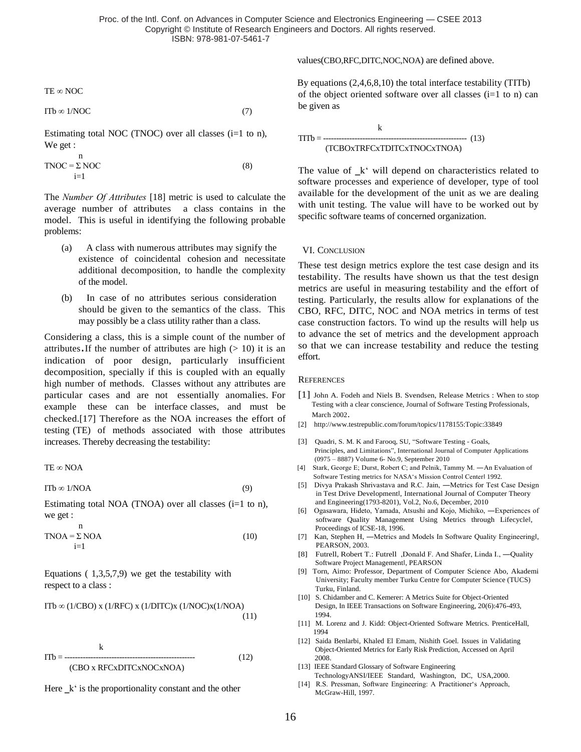$$TE \propto NOC$$

$$ITb \propto 1/NOC \quad (7)$$

Estimating total NOC (TNOC) over all classes (i=1 to n), We get :

$$TNOC = \sum_{i=1}^{n} NOC \quad (8)$$

The *Number Of Attributes* [18] metric is used to calculate the average number of attributes a class contains in the model. This is useful in identifying the following probable problems:

(a) A class with numerous attributes may signify the existence of coincidental cohesion and necessitate additional decomposition, to handle the complexity of the model.

(b) In case of no attributes serious consideration should be given to the semantics of the class. This may possibly be a class utility rather than a class.

Considering a class, this is a simple count of the number of attributes. If the number of attributes are high (> 10) it is an indication of poor design, particularly insufficient decomposition, specially if this is coupled with an equally high number of methods. Classes without any attributes are particular cases and are not essentially anomalies. For example these can be interface classes, and must be checked.[17] Therefore as the NOA increases the effort of testing (TE) of methods associated with those attributes increases. Thereby decreasing the testability:

$$TE \propto NOA$$

$$ITb \propto 1/NOA \quad (9)$$

Estimating total NOA (TNOA) over all classes (i=1 to n), we get :

$$TNOA = \sum_{i=1}^{n} NOA \quad (10)$$

Equations ( 1,3,5,7,9) we get the testability with respect to a class :

$$ITb \propto (1/CBO) \times (1/RFC) \times (1/DITC) \times (1/NOC) \times (1/NOA) \quad (11)$$

$$ITb = \frac{k}{(CBO \times RFC \times DITC \times NOC \times NOA)} \quad (12)$$

Here 'k' is the proportionality constant and the other values(CBO,RFC,DITC,NOC,NOA) are defined above.

By equations (2,4,6,8,10) the total interface testability (TITb) of the object oriented software over all classes (i=1 to n) can be given as

$$TITb = \frac{k}{(TCBO \times TRFC \times TDITC \times TNOC \times TNOA)} \quad (13)$$

The value of 'k' will depend on characteristics related to software processes and experience of developer, type of tool available for the development of the unit as we are dealing with unit testing. The value will have to be worked out by specific software teams of concerned organization.

## VI. Conclusion

These test design metrics explore the test case design and its testability. The results have shown us that the test design metrics are useful in measuring testability and the effort of testing. Particularly, the results allow for explanations of the CBO, RFC, DITC, NOC and NOA metrics in terms of test case construction factors. To wind up the results will help us to advance the set of metrics and the development approach so that we can increase testability and reduce the testing effort.

## References

[1] John A. Fodeh and Niels B. Svendsen, Release Metrics : When to stop Testing with a clear conscience, Journal of Software Testing Professionals, March 2002.

[2] http://www.testrepublic.com/forum/topics/1178155:Topic:33849

[3] Quadri, S. M. K and Farooq, SU, "Software Testing - Goals, Principles, and Limitations", International Journal of Computer Applications (0975 – 8887) Volume 6- No.9, September 2010

[4] Stark, George E; Durst, Robert C; and Pelnik, Tammy M. ―An Evaluation of Software Testing metrics for NASA's Mission Control Center‖ 1992.

[5] Divya Prakash Shrivastava and R.C. Jain, ―Metrics for Test Case Design in Test Drive Development‖, International Journal of Computer Theory and Engineering(1793-8201), Vol.2, No.6, December, 2010

[6] Ogasawara, Hideto, Yamada, Atsushi and Kojo, Michiko, ―Experiences of software Quality Management Using Metrics through Lifecycle‖, Proceedings of ICSE-18, 1996.

[7] Kan, Stephen H, ―Metrics and Models In Software Quality Engineering‖, PEARSON, 2003.

[8] Futrell, Robert T.: Futrell ,Donald F. And Shafer, Linda I., ―Quality Software Project Management‖, PEARSON

[9] Torn, Aimo: Professor, Department of Computer Science Abo, Akademi University; Faculty member Turku Centre for Computer Science (TUCS) Turku, Finland.

[10] S. Chidamber and C. Kemerer: A Metrics Suite for Object-Oriented Design, In IEEE Transactions on Software Engineering, 20(6):476-493, 1994.

[11] M. Lorenz and J. Kidd: Object-Oriented Software Metrics. PrenticeHall, 1994

[12] Saida Benlarbi, Khaled El Emam, Nishith Goel. Issues in Validating Object-Oriented Metrics for Early Risk Prediction, Accessed on April 2008.

[13] IEEE Standard Glossary of Software Engineering TechnologyANSI/IEEE Standard, Washington, DC, USA,2000.

[14] R.S. Pressman, Software Engineering: A Practitioner's Approach, McGraw-Hill, 1997.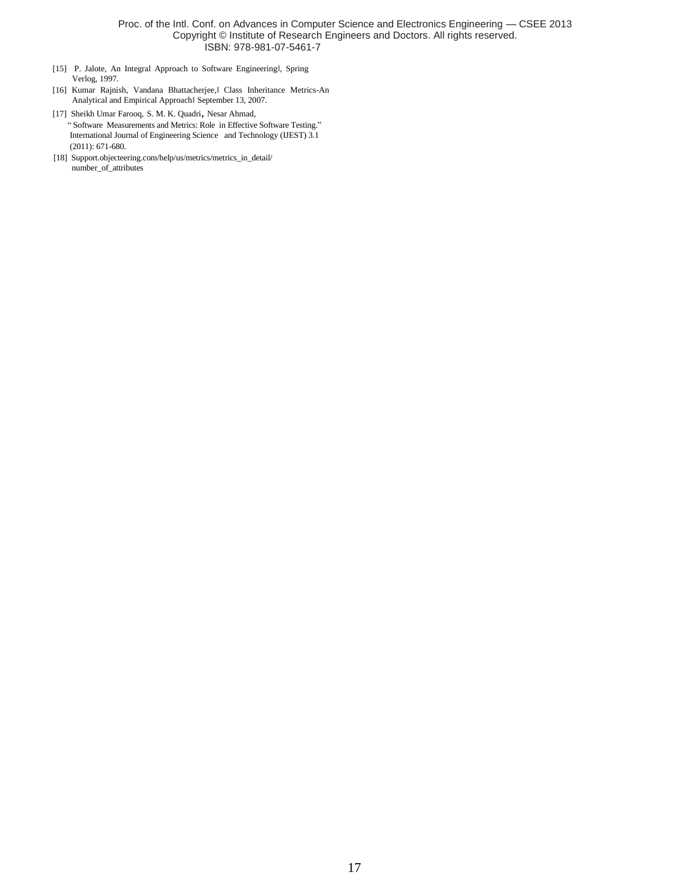[15] P. Jalote, An Integral Approach to Software Engineering‖, Spring Verlog, 1997.

[16] Kumar Rajnish, Vandana Bhattacherjee,‖ Class Inheritance Metrics-An Analytical and Empirical Approach‖ September 13, 2007.

[17] Sheikh Umar Farooq, S. M. K. Quadri, Nesar Ahmad, " Software Measurements and Metrics: Role in Effective Software Testing." International Journal of Engineering Science and Technology (IJEST) 3.1 (2011): 671-680.

[18] Support.objecteering.com/help/us/metrics/metrics_in_detail/number_of_attributes